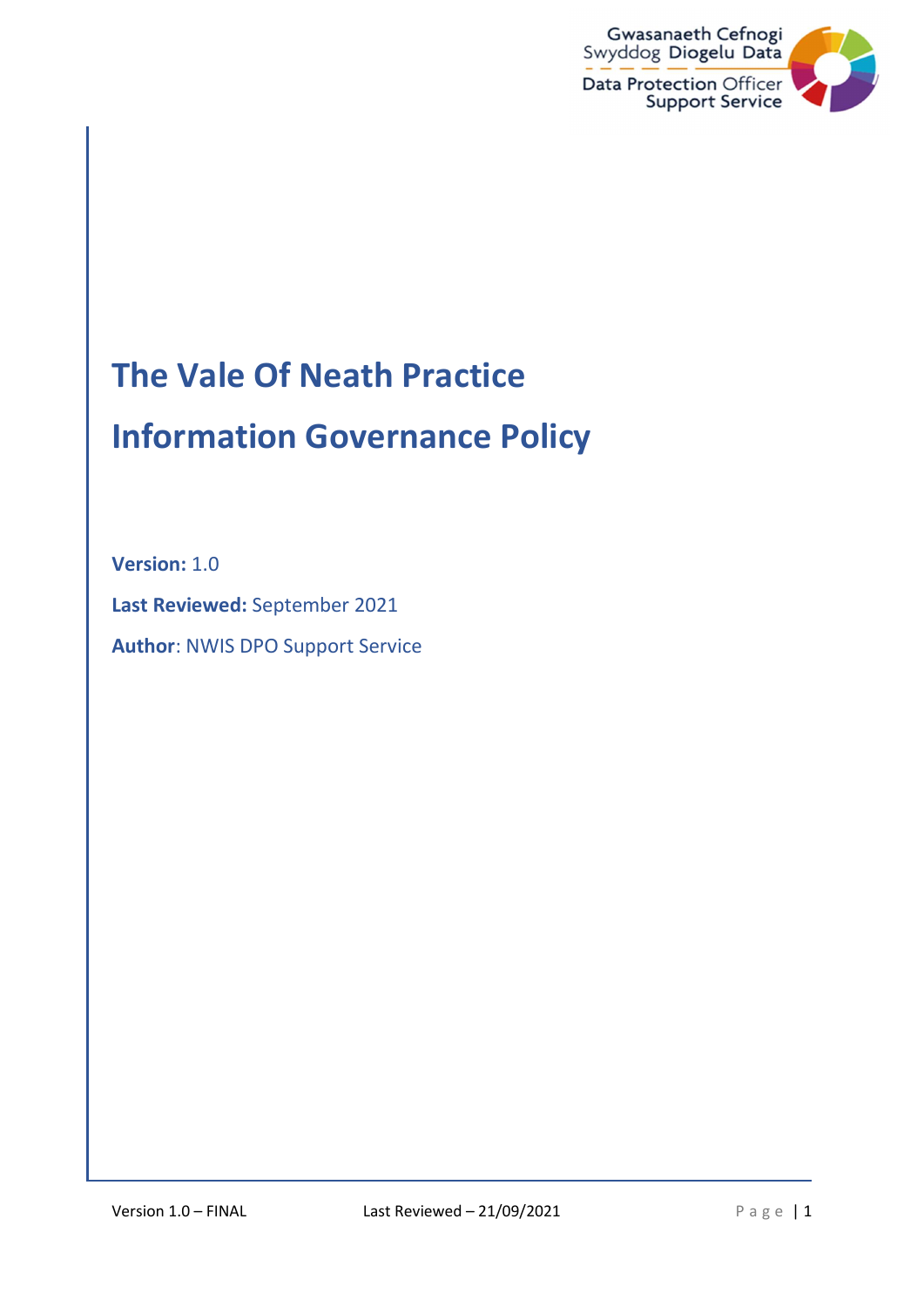Gwasanaeth Cefnogi Swyddog Diogelu Data

Data Protection Officer Support Service

# The Vale Of Neath Practice

# Information Governance Policy

**Version:** 1.0

**Last Reviewed:** September 2021

**Author**: NWIS DPO Support Service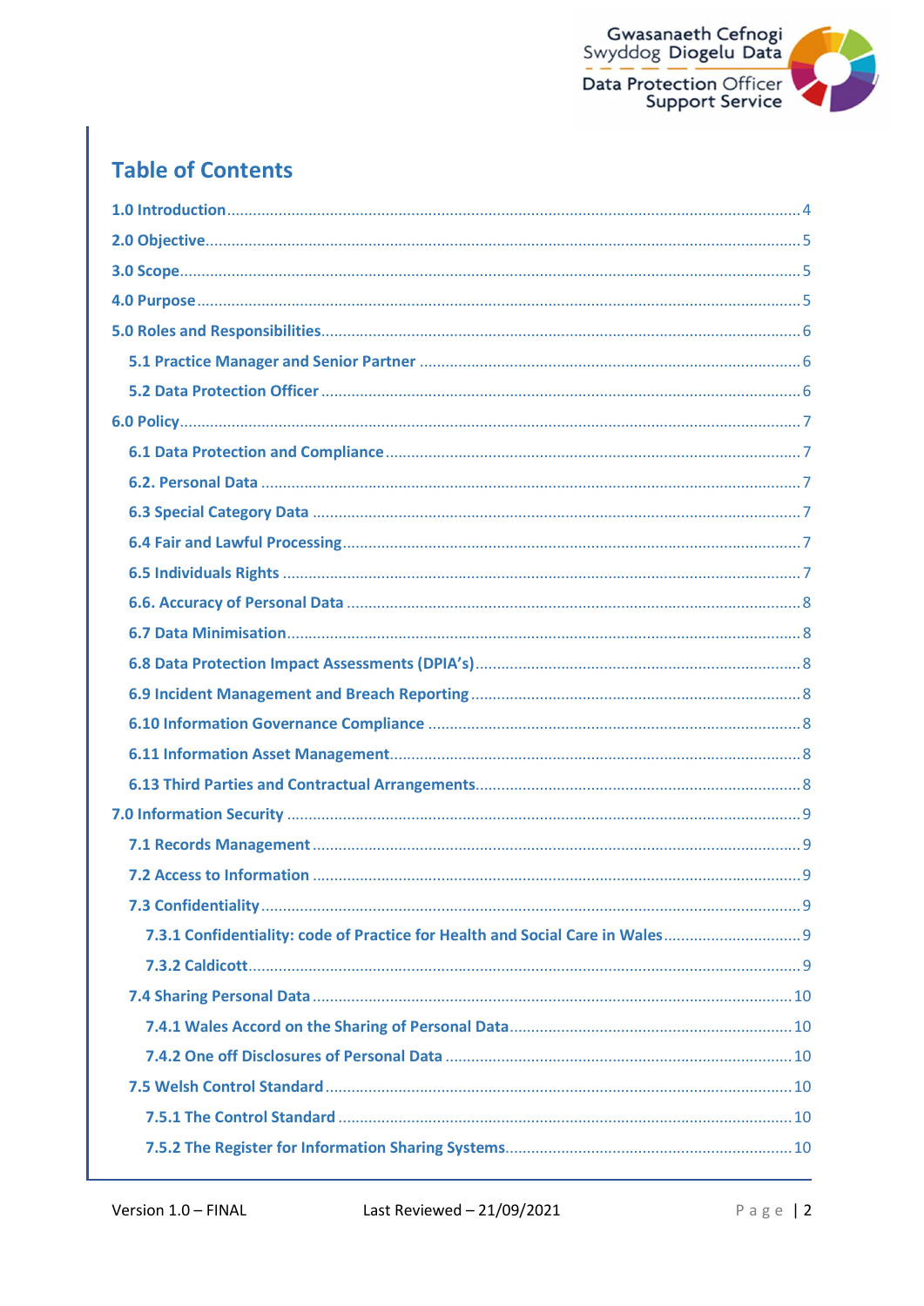# Table of Contents

1.0 Introduction ..... 4

2.0 Objective ..... 5

3.0 Scope ..... 5

4.0 Purpose ..... 5

5.0 Roles and Responsibilities ..... 6

- 5.1 Practice Manager and Senior Partner ..... 6
- 5.2 Data Protection Officer ..... 6

6.0 Policy ..... 7

- 6.1 Data Protection and Compliance ..... 7
- 6.2. Personal Data ..... 7
- 6.3 Special Category Data ..... 7
- 6.4 Fair and Lawful Processing ..... 7
- 6.5 Individuals Rights ..... 7
- 6.6. Accuracy of Personal Data ..... 8
- 6.7 Data Minimisation ..... 8
- 6.8 Data Protection Impact Assessments (DPIA's) ..... 8
- 6.9 Incident Management and Breach Reporting ..... 8
- 6.10 Information Governance Compliance ..... 8
- 6.11 Information Asset Management ..... 8
- 6.13 Third Parties and Contractual Arrangements ..... 8

7.0 Information Security ..... 9

- 7.1 Records Management ..... 9
- 7.2 Access to Information ..... 9
- 7.3 Confidentiality ..... 9
  - 7.3.1 Confidentiality: code of Practice for Health and Social Care in Wales ..... 9
  - 7.3.2 Caldicott ..... 9
- 7.4 Sharing Personal Data ..... 10
  - 7.4.1 Wales Accord on the Sharing of Personal Data ..... 10
  - 7.4.2 One off Disclosures of Personal Data ..... 10
- 7.5 Welsh Control Standard ..... 10
  - 7.5.1 The Control Standard ..... 10
  - 7.5.2 The Register for Information Sharing Systems ..... 10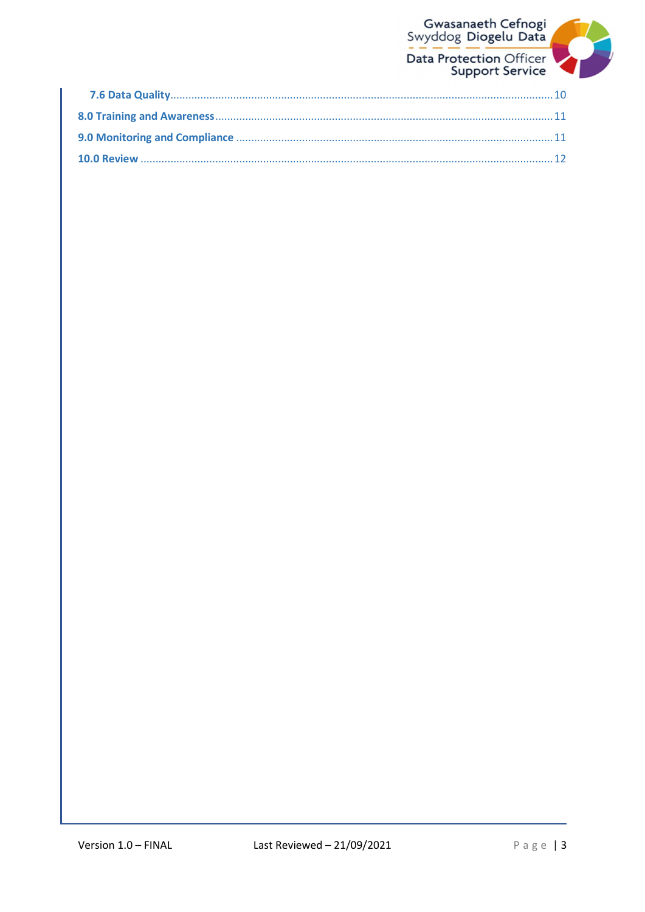- **7.6 Data Quality** .......... 10
- **8.0 Training and Awareness** .......... 11
- **9.0 Monitoring and Compliance** .......... 11
- **10.0 Review** .......... 12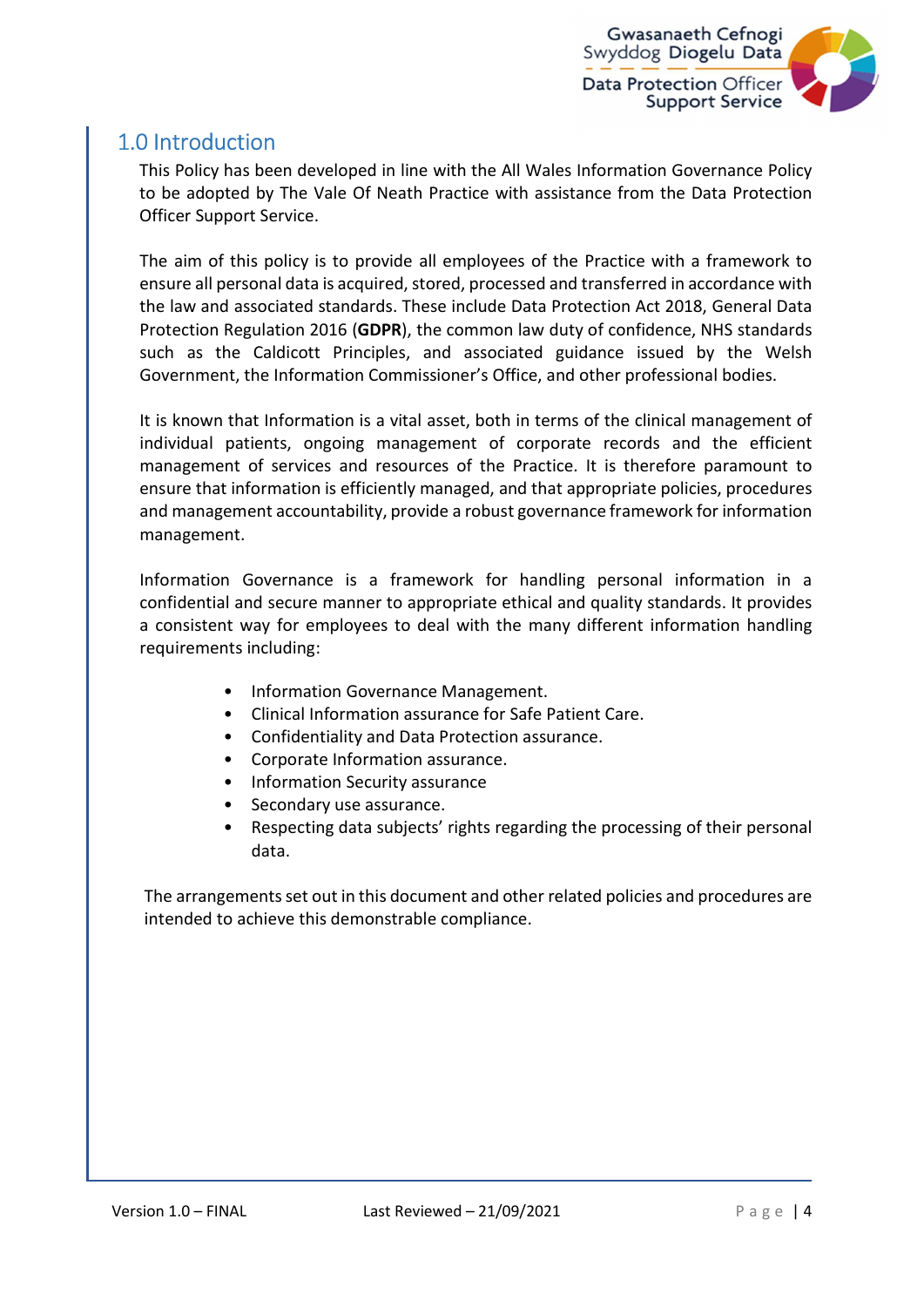## 1.0 Introduction

This Policy has been developed in line with the All Wales Information Governance Policy to be adopted by The Vale Of Neath Practice with assistance from the Data Protection Officer Support Service.

The aim of this policy is to provide all employees of the Practice with a framework to ensure all personal data is acquired, stored, processed and transferred in accordance with the law and associated standards. These include Data Protection Act 2018, General Data Protection Regulation 2016 (**GDPR**), the common law duty of confidence, NHS standards such as the Caldicott Principles, and associated guidance issued by the Welsh Government, the Information Commissioner's Office, and other professional bodies.

It is known that Information is a vital asset, both in terms of the clinical management of individual patients, ongoing management of corporate records and the efficient management of services and resources of the Practice. It is therefore paramount to ensure that information is efficiently managed, and that appropriate policies, procedures and management accountability, provide a robust governance framework for information management.

Information Governance is a framework for handling personal information in a confidential and secure manner to appropriate ethical and quality standards. It provides a consistent way for employees to deal with the many different information handling requirements including:

- Information Governance Management.
- Clinical Information assurance for Safe Patient Care.
- Confidentiality and Data Protection assurance.
- Corporate Information assurance.
- Information Security assurance
- Secondary use assurance.
- Respecting data subjects' rights regarding the processing of their personal data.

The arrangements set out in this document and other related policies and procedures are intended to achieve this demonstrable compliance.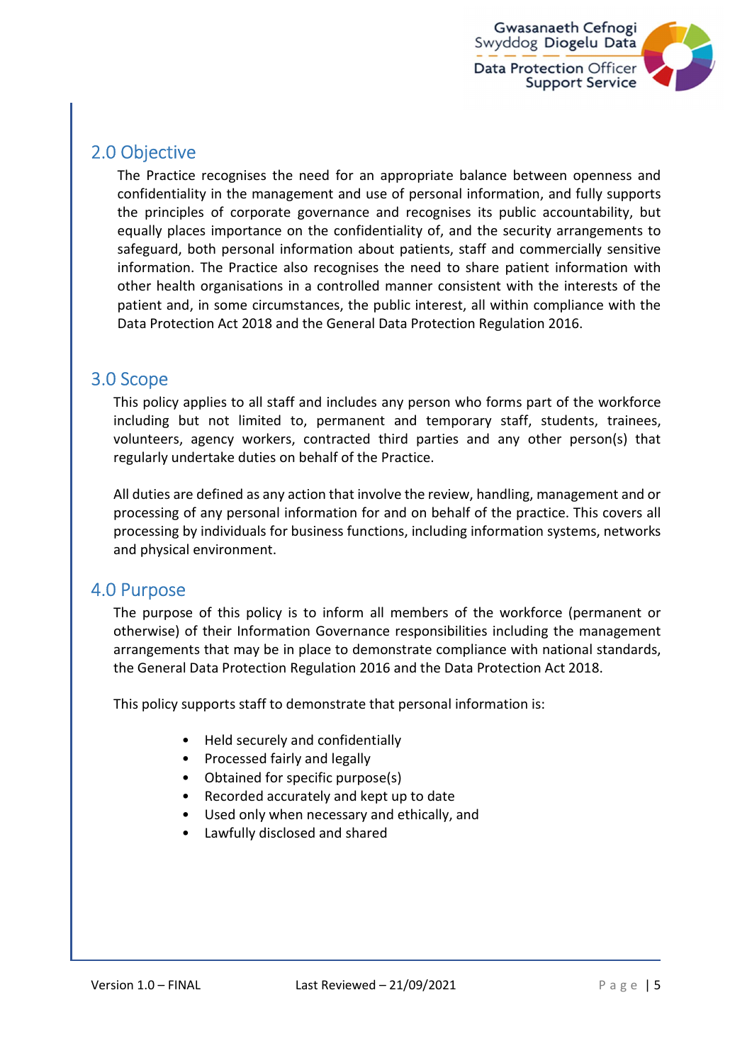## 2.0 Objective

The Practice recognises the need for an appropriate balance between openness and confidentiality in the management and use of personal information, and fully supports the principles of corporate governance and recognises its public accountability, but equally places importance on the confidentiality of, and the security arrangements to safeguard, both personal information about patients, staff and commercially sensitive information. The Practice also recognises the need to share patient information with other health organisations in a controlled manner consistent with the interests of the patient and, in some circumstances, the public interest, all within compliance with the Data Protection Act 2018 and the General Data Protection Regulation 2016.

## 3.0 Scope

This policy applies to all staff and includes any person who forms part of the workforce including but not limited to, permanent and temporary staff, students, trainees, volunteers, agency workers, contracted third parties and any other person(s) that regularly undertake duties on behalf of the Practice.

All duties are defined as any action that involve the review, handling, management and or processing of any personal information for and on behalf of the practice. This covers all processing by individuals for business functions, including information systems, networks and physical environment.

## 4.0 Purpose

The purpose of this policy is to inform all members of the workforce (permanent or otherwise) of their Information Governance responsibilities including the management arrangements that may be in place to demonstrate compliance with national standards, the General Data Protection Regulation 2016 and the Data Protection Act 2018.

This policy supports staff to demonstrate that personal information is:

- Held securely and confidentially
- Processed fairly and legally
- Obtained for specific purpose(s)
- Recorded accurately and kept up to date
- Used only when necessary and ethically, and
- Lawfully disclosed and shared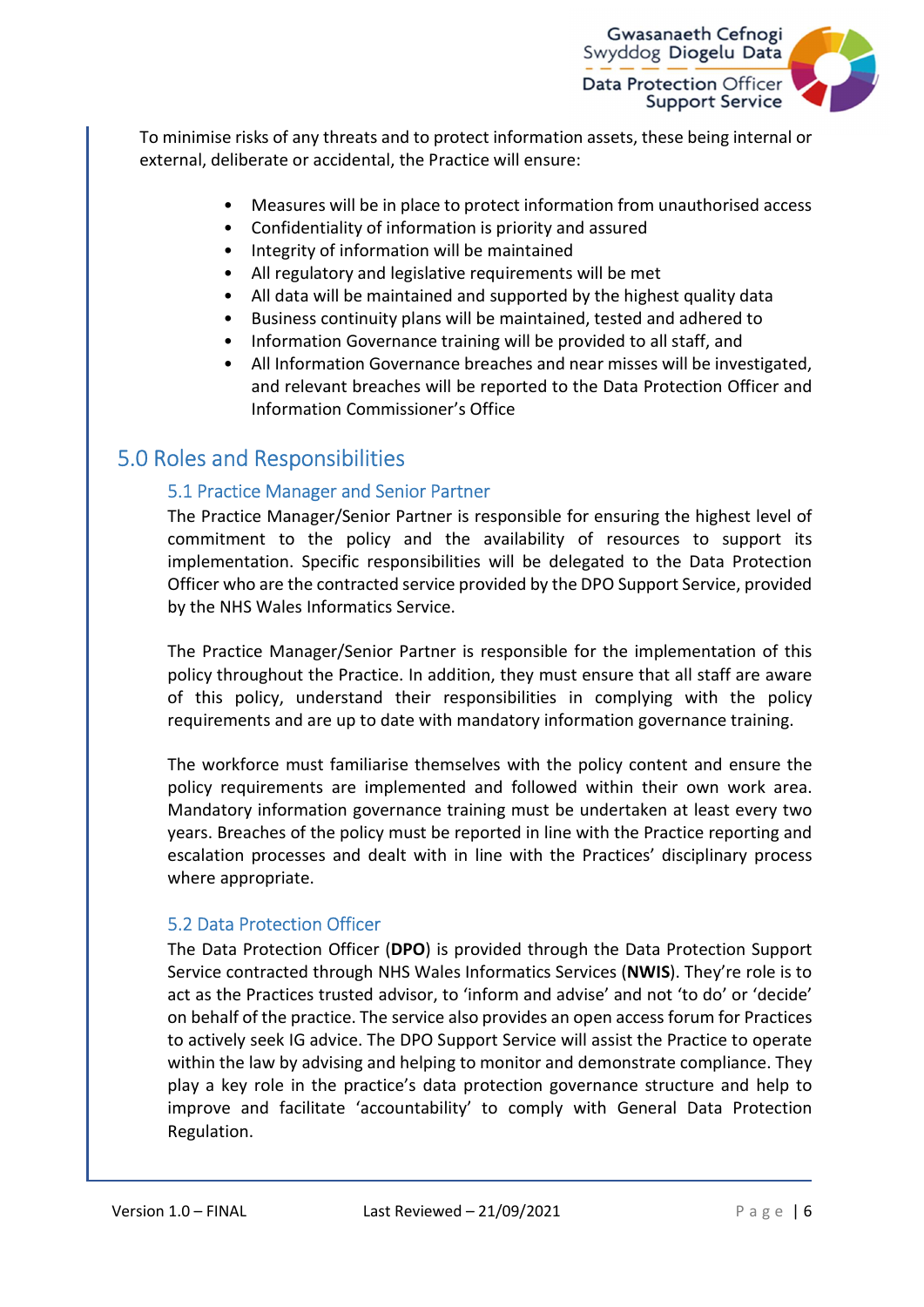To minimise risks of any threats and to protect information assets, these being internal or external, deliberate or accidental, the Practice will ensure:

- Measures will be in place to protect information from unauthorised access
- Confidentiality of information is priority and assured
- Integrity of information will be maintained
- All regulatory and legislative requirements will be met
- All data will be maintained and supported by the highest quality data
- Business continuity plans will be maintained, tested and adhered to
- Information Governance training will be provided to all staff, and
- All Information Governance breaches and near misses will be investigated, and relevant breaches will be reported to the Data Protection Officer and Information Commissioner's Office

## 5.0 Roles and Responsibilities

### 5.1 Practice Manager and Senior Partner

The Practice Manager/Senior Partner is responsible for ensuring the highest level of commitment to the policy and the availability of resources to support its implementation. Specific responsibilities will be delegated to the Data Protection Officer who are the contracted service provided by the DPO Support Service, provided by the NHS Wales Informatics Service.

The Practice Manager/Senior Partner is responsible for the implementation of this policy throughout the Practice. In addition, they must ensure that all staff are aware of this policy, understand their responsibilities in complying with the policy requirements and are up to date with mandatory information governance training.

The workforce must familiarise themselves with the policy content and ensure the policy requirements are implemented and followed within their own work area. Mandatory information governance training must be undertaken at least every two years. Breaches of the policy must be reported in line with the Practice reporting and escalation processes and dealt with in line with the Practices' disciplinary process where appropriate.

### 5.2 Data Protection Officer

The Data Protection Officer (**DPO**) is provided through the Data Protection Support Service contracted through NHS Wales Informatics Services (**NWIS**). They're role is to act as the Practices trusted advisor, to 'inform and advise' and not 'to do' or 'decide' on behalf of the practice. The service also provides an open access forum for Practices to actively seek IG advice. The DPO Support Service will assist the Practice to operate within the law by advising and helping to monitor and demonstrate compliance. They play a key role in the practice's data protection governance structure and help to improve and facilitate 'accountability' to comply with General Data Protection Regulation.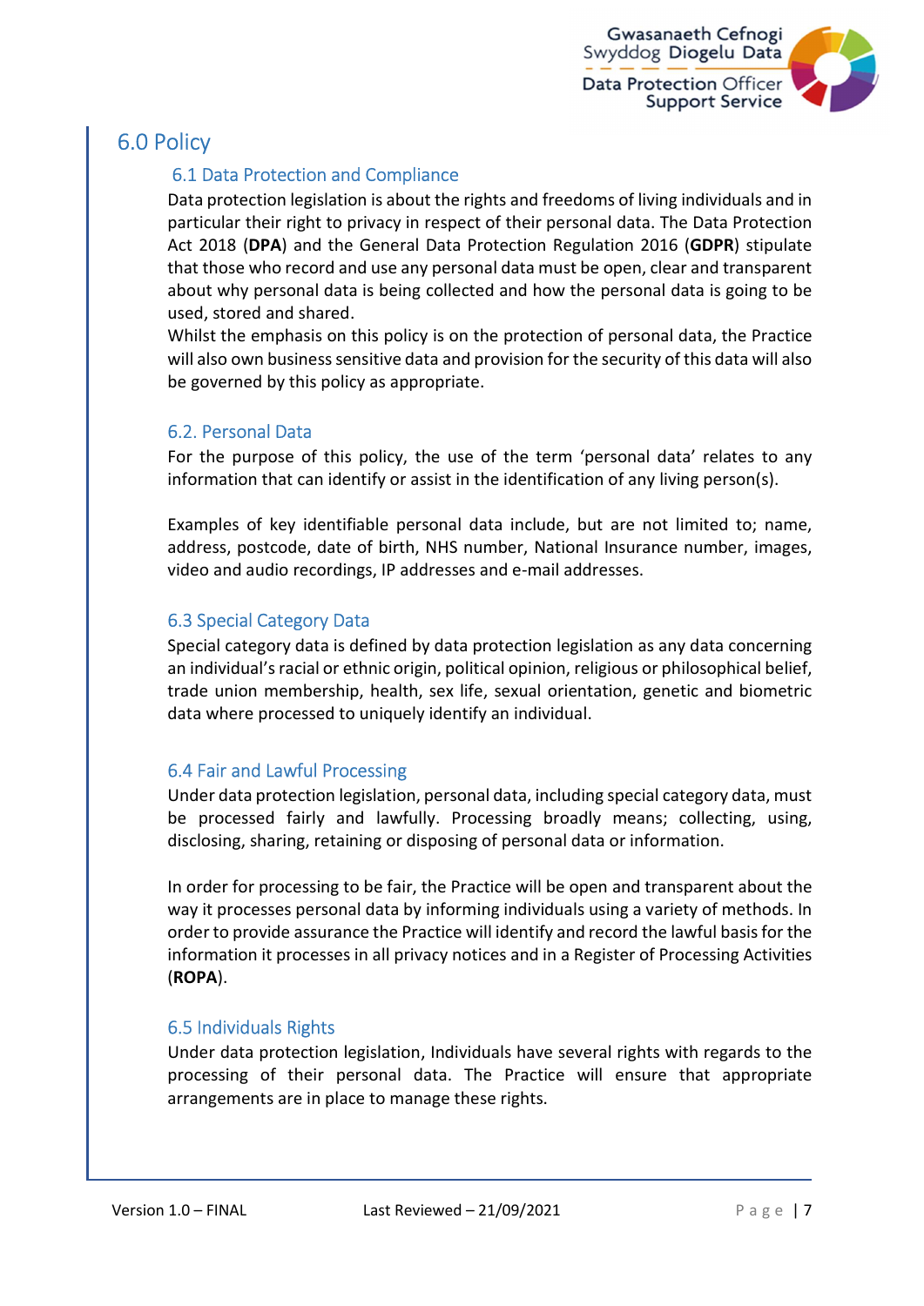# 6.0 Policy

## 6.1 Data Protection and Compliance

Data protection legislation is about the rights and freedoms of living individuals and in particular their right to privacy in respect of their personal data. The Data Protection Act 2018 (**DPA**) and the General Data Protection Regulation 2016 (**GDPR**) stipulate that those who record and use any personal data must be open, clear and transparent about why personal data is being collected and how the personal data is going to be used, stored and shared.

Whilst the emphasis on this policy is on the protection of personal data, the Practice will also own business sensitive data and provision for the security of this data will also be governed by this policy as appropriate.

## 6.2. Personal Data

For the purpose of this policy, the use of the term 'personal data' relates to any information that can identify or assist in the identification of any living person(s).

Examples of key identifiable personal data include, but are not limited to; name, address, postcode, date of birth, NHS number, National Insurance number, images, video and audio recordings, IP addresses and e-mail addresses.

## 6.3 Special Category Data

Special category data is defined by data protection legislation as any data concerning an individual's racial or ethnic origin, political opinion, religious or philosophical belief, trade union membership, health, sex life, sexual orientation, genetic and biometric data where processed to uniquely identify an individual.

## 6.4 Fair and Lawful Processing

Under data protection legislation, personal data, including special category data, must be processed fairly and lawfully. Processing broadly means; collecting, using, disclosing, sharing, retaining or disposing of personal data or information.

In order for processing to be fair, the Practice will be open and transparent about the way it processes personal data by informing individuals using a variety of methods. In order to provide assurance the Practice will identify and record the lawful basis for the information it processes in all privacy notices and in a Register of Processing Activities (**ROPA**).

## 6.5 Individuals Rights

Under data protection legislation, Individuals have several rights with regards to the processing of their personal data. The Practice will ensure that appropriate arrangements are in place to manage these rights.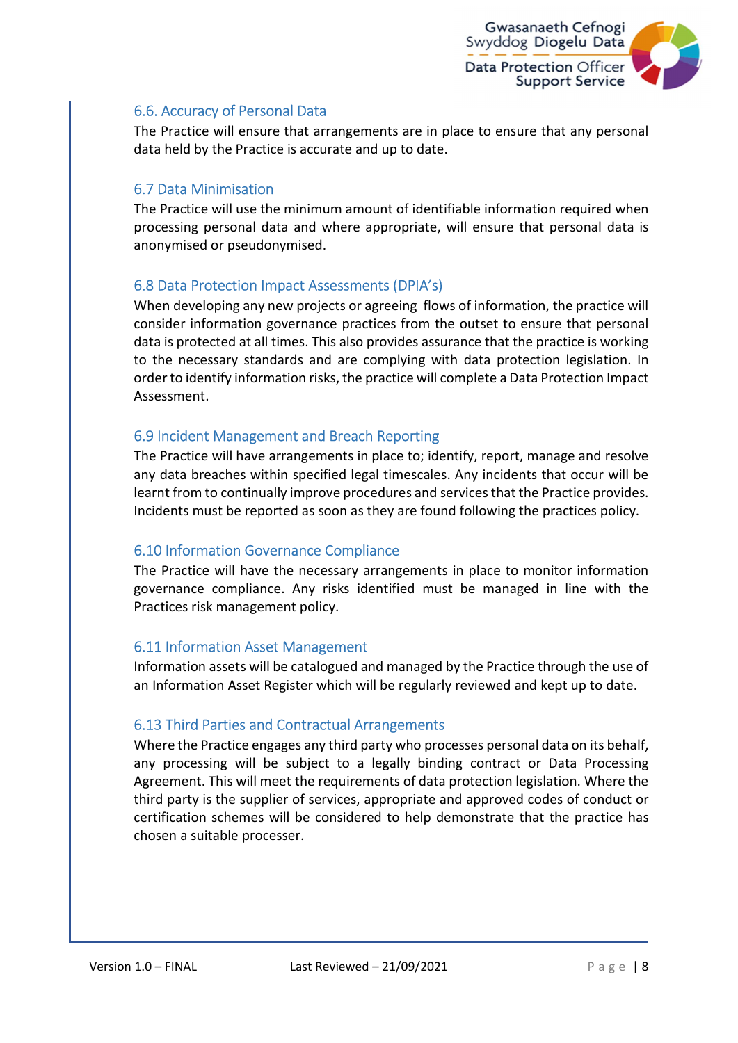### 6.6. Accuracy of Personal Data

The Practice will ensure that arrangements are in place to ensure that any personal data held by the Practice is accurate and up to date.

### 6.7 Data Minimisation

The Practice will use the minimum amount of identifiable information required when processing personal data and where appropriate, will ensure that personal data is anonymised or pseudonymised.

### 6.8 Data Protection Impact Assessments (DPIA's)

When developing any new projects or agreeing flows of information, the practice will consider information governance practices from the outset to ensure that personal data is protected at all times. This also provides assurance that the practice is working to the necessary standards and are complying with data protection legislation. In order to identify information risks, the practice will complete a Data Protection Impact Assessment.

### 6.9 Incident Management and Breach Reporting

The Practice will have arrangements in place to; identify, report, manage and resolve any data breaches within specified legal timescales. Any incidents that occur will be learnt from to continually improve procedures and services that the Practice provides. Incidents must be reported as soon as they are found following the practices policy.

### 6.10 Information Governance Compliance

The Practice will have the necessary arrangements in place to monitor information governance compliance. Any risks identified must be managed in line with the Practices risk management policy.

### 6.11 Information Asset Management

Information assets will be catalogued and managed by the Practice through the use of an Information Asset Register which will be regularly reviewed and kept up to date.

### 6.13 Third Parties and Contractual Arrangements

Where the Practice engages any third party who processes personal data on its behalf, any processing will be subject to a legally binding contract or Data Processing Agreement. This will meet the requirements of data protection legislation. Where the third party is the supplier of services, appropriate and approved codes of conduct or certification schemes will be considered to help demonstrate that the practice has chosen a suitable processer.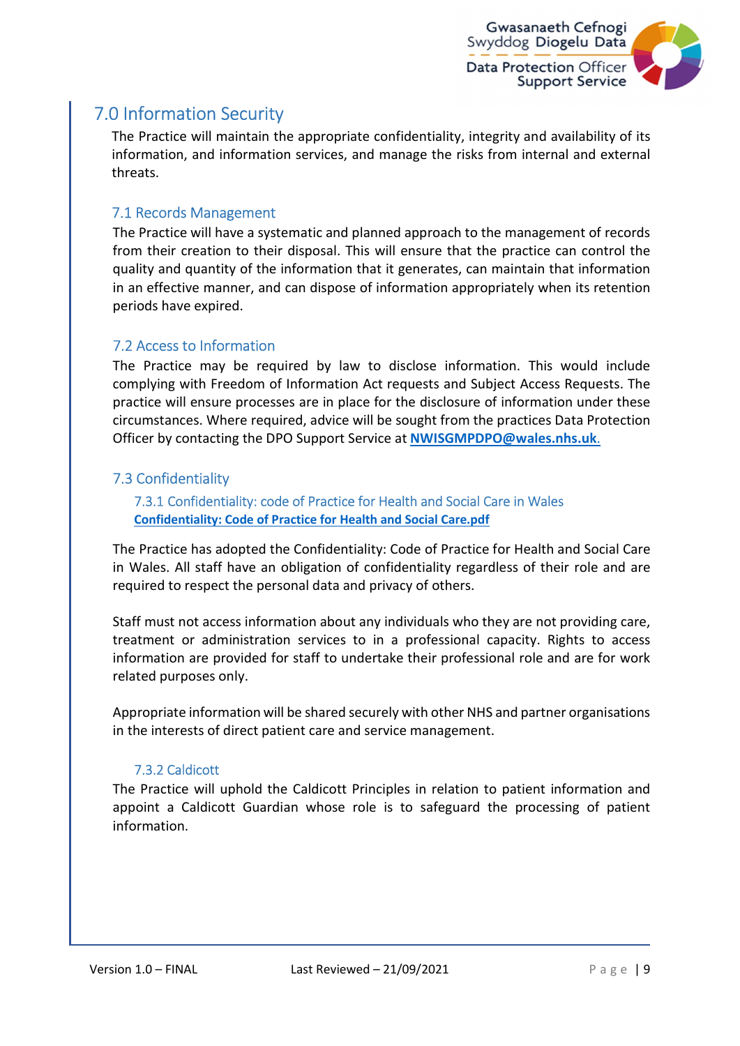## 7.0 Information Security

The Practice will maintain the appropriate confidentiality, integrity and availability of its information, and information services, and manage the risks from internal and external threats.

### 7.1 Records Management

The Practice will have a systematic and planned approach to the management of records from their creation to their disposal. This will ensure that the practice can control the quality and quantity of the information that it generates, can maintain that information in an effective manner, and can dispose of information appropriately when its retention periods have expired.

### 7.2 Access to Information

The Practice may be required by law to disclose information. This would include complying with Freedom of Information Act requests and Subject Access Requests. The practice will ensure processes are in place for the disclosure of information under these circumstances. Where required, advice will be sought from the practices Data Protection Officer by contacting the DPO Support Service at **NWISGMPDPO@wales.nhs.uk**.

### 7.3 Confidentiality

#### 7.3.1 Confidentiality: code of Practice for Health and Social Care in Wales

**Confidentiality: Code of Practice for Health and Social Care.pdf**

The Practice has adopted the Confidentiality: Code of Practice for Health and Social Care in Wales. All staff have an obligation of confidentiality regardless of their role and are required to respect the personal data and privacy of others.

Staff must not access information about any individuals who they are not providing care, treatment or administration services to in a professional capacity. Rights to access information are provided for staff to undertake their professional role and are for work related purposes only.

Appropriate information will be shared securely with other NHS and partner organisations in the interests of direct patient care and service management.

#### 7.3.2 Caldicott

The Practice will uphold the Caldicott Principles in relation to patient information and appoint a Caldicott Guardian whose role is to safeguard the processing of patient information.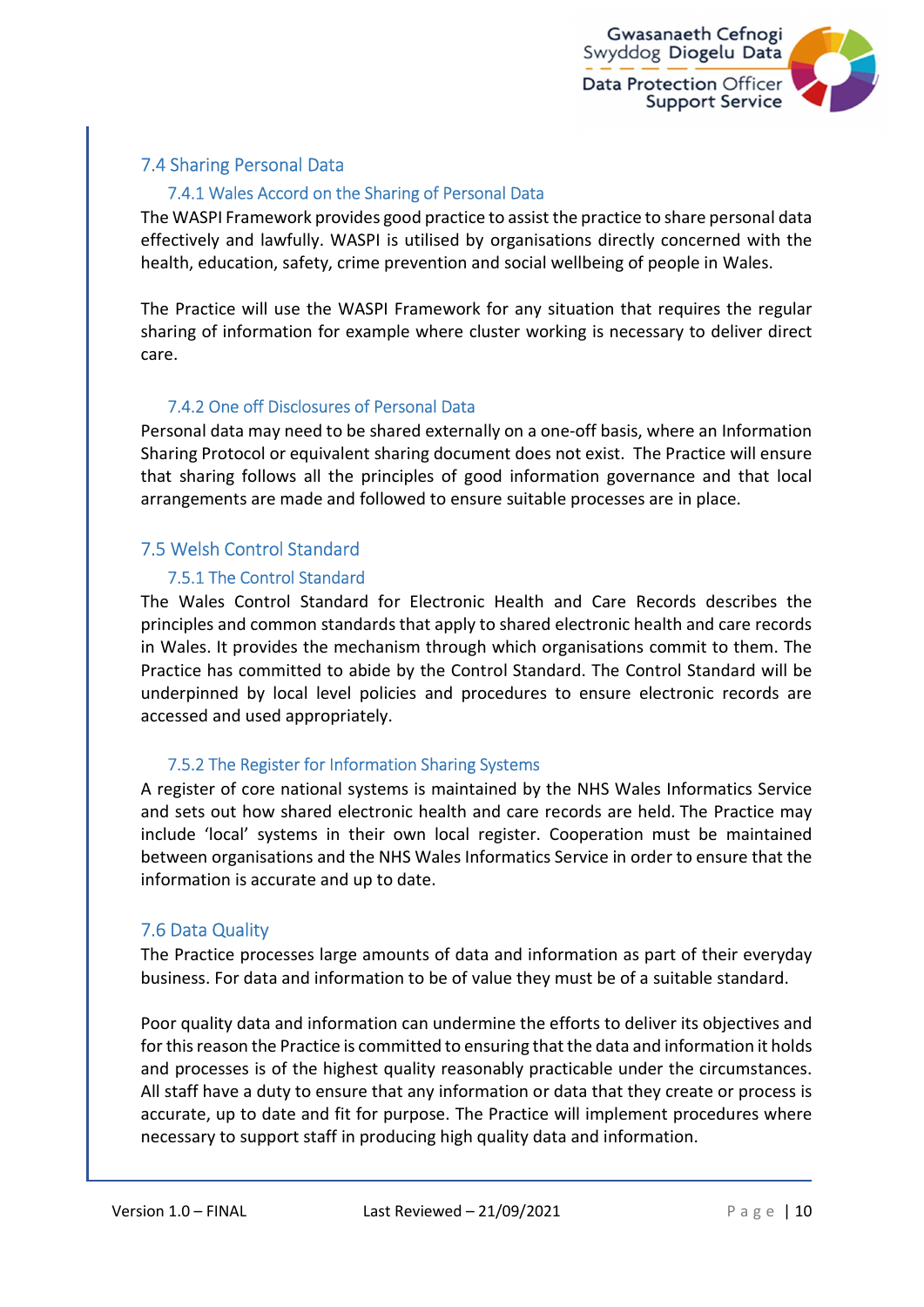## 7.4 Sharing Personal Data

### 7.4.1 Wales Accord on the Sharing of Personal Data

The WASPI Framework provides good practice to assist the practice to share personal data effectively and lawfully. WASPI is utilised by organisations directly concerned with the health, education, safety, crime prevention and social wellbeing of people in Wales.

The Practice will use the WASPI Framework for any situation that requires the regular sharing of information for example where cluster working is necessary to deliver direct care.

### 7.4.2 One off Disclosures of Personal Data

Personal data may need to be shared externally on a one-off basis, where an Information Sharing Protocol or equivalent sharing document does not exist. The Practice will ensure that sharing follows all the principles of good information governance and that local arrangements are made and followed to ensure suitable processes are in place.

## 7.5 Welsh Control Standard

### 7.5.1 The Control Standard

The Wales Control Standard for Electronic Health and Care Records describes the principles and common standards that apply to shared electronic health and care records in Wales. It provides the mechanism through which organisations commit to them. The Practice has committed to abide by the Control Standard. The Control Standard will be underpinned by local level policies and procedures to ensure electronic records are accessed and used appropriately.

### 7.5.2 The Register for Information Sharing Systems

A register of core national systems is maintained by the NHS Wales Informatics Service and sets out how shared electronic health and care records are held. The Practice may include 'local' systems in their own local register. Cooperation must be maintained between organisations and the NHS Wales Informatics Service in order to ensure that the information is accurate and up to date.

## 7.6 Data Quality

The Practice processes large amounts of data and information as part of their everyday business. For data and information to be of value they must be of a suitable standard.

Poor quality data and information can undermine the efforts to deliver its objectives and for this reason the Practice is committed to ensuring that the data and information it holds and processes is of the highest quality reasonably practicable under the circumstances. All staff have a duty to ensure that any information or data that they create or process is accurate, up to date and fit for purpose. The Practice will implement procedures where necessary to support staff in producing high quality data and information.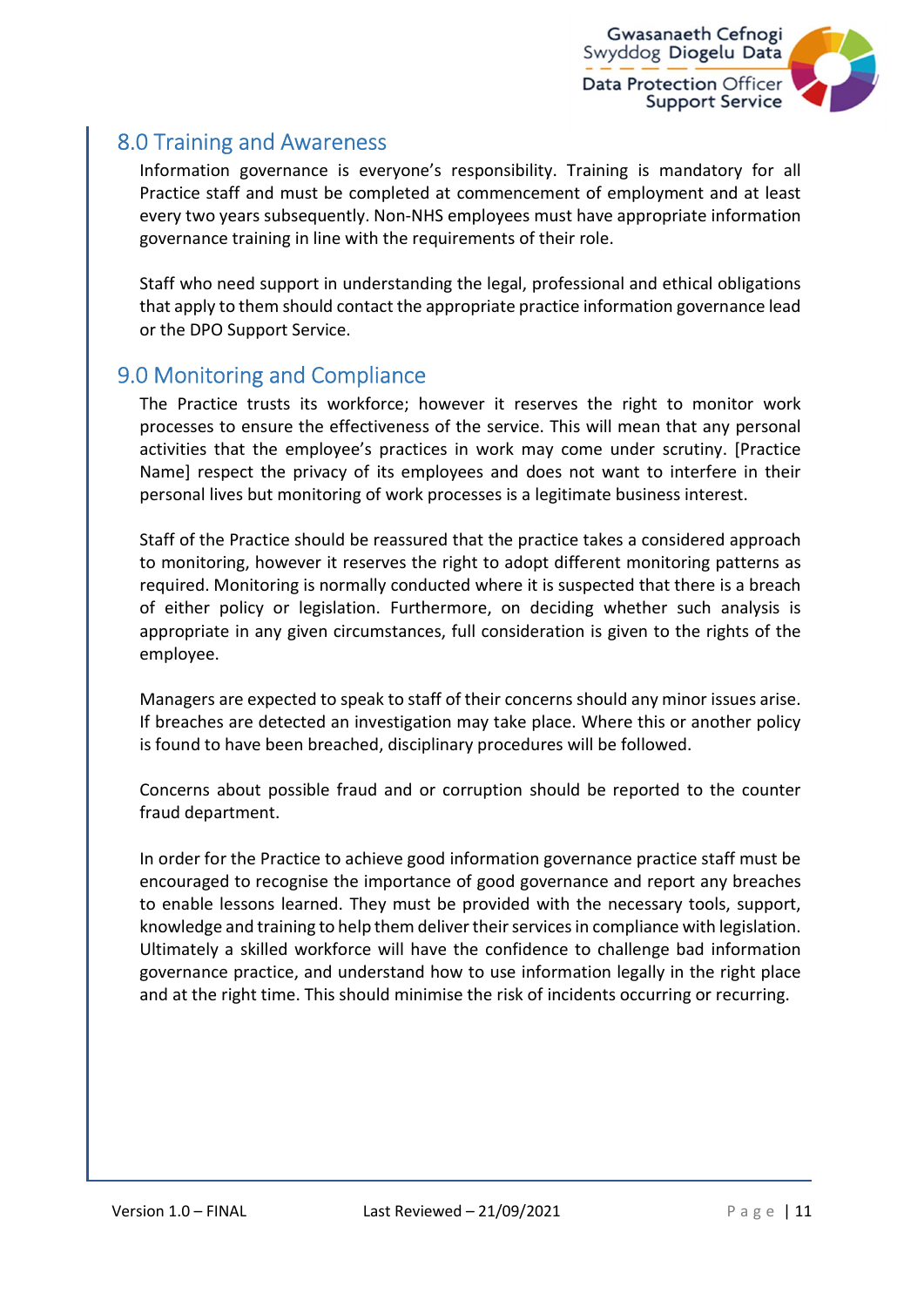## 8.0 Training and Awareness

Information governance is everyone's responsibility. Training is mandatory for all Practice staff and must be completed at commencement of employment and at least every two years subsequently. Non-NHS employees must have appropriate information governance training in line with the requirements of their role.

Staff who need support in understanding the legal, professional and ethical obligations that apply to them should contact the appropriate practice information governance lead or the DPO Support Service.

## 9.0 Monitoring and Compliance

The Practice trusts its workforce; however it reserves the right to monitor work processes to ensure the effectiveness of the service. This will mean that any personal activities that the employee's practices in work may come under scrutiny. [Practice Name] respect the privacy of its employees and does not want to interfere in their personal lives but monitoring of work processes is a legitimate business interest.

Staff of the Practice should be reassured that the practice takes a considered approach to monitoring, however it reserves the right to adopt different monitoring patterns as required. Monitoring is normally conducted where it is suspected that there is a breach of either policy or legislation. Furthermore, on deciding whether such analysis is appropriate in any given circumstances, full consideration is given to the rights of the employee.

Managers are expected to speak to staff of their concerns should any minor issues arise. If breaches are detected an investigation may take place. Where this or another policy is found to have been breached, disciplinary procedures will be followed.

Concerns about possible fraud and or corruption should be reported to the counter fraud department.

In order for the Practice to achieve good information governance practice staff must be encouraged to recognise the importance of good governance and report any breaches to enable lessons learned. They must be provided with the necessary tools, support, knowledge and training to help them deliver their services in compliance with legislation. Ultimately a skilled workforce will have the confidence to challenge bad information governance practice, and understand how to use information legally in the right place and at the right time. This should minimise the risk of incidents occurring or recurring.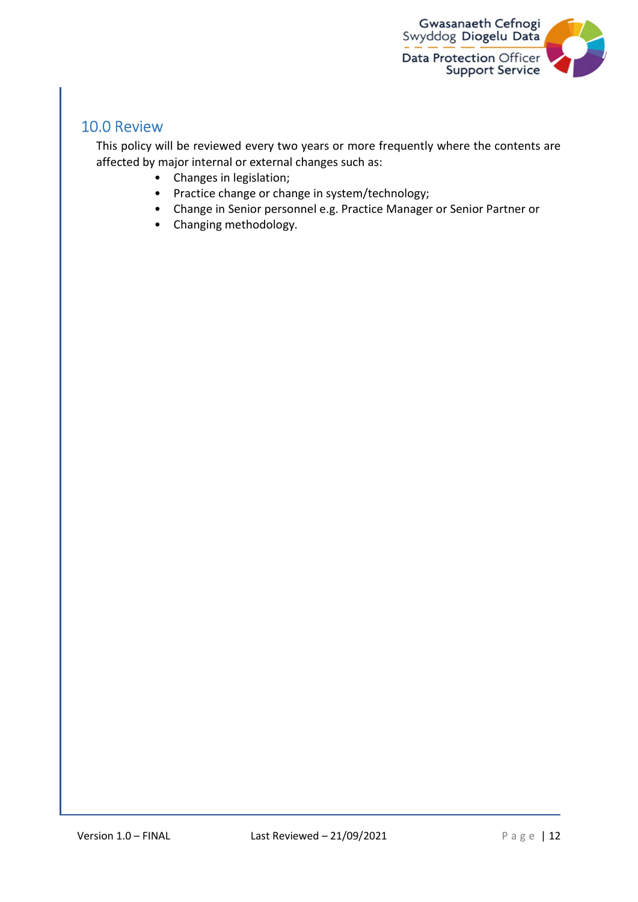## 10.0 Review

This policy will be reviewed every two years or more frequently where the contents are affected by major internal or external changes such as:

- Changes in legislation;
- Practice change or change in system/technology;
- Change in Senior personnel e.g. Practice Manager or Senior Partner or
- Changing methodology.